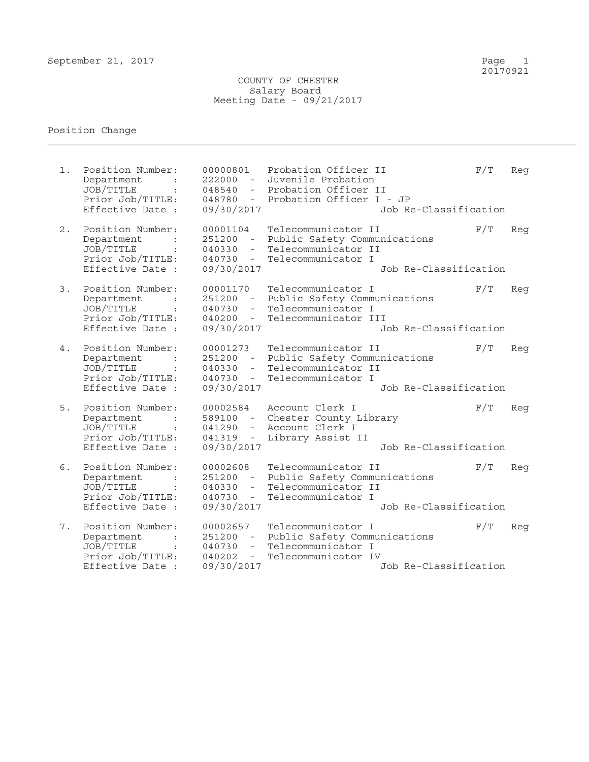September 21, 2017

20170921

# COUNTY OF CHESTER
## Salary Board
### Meeting Date - 09/21/2017

Position Change

---

1. Position Number: 00000801 Probation Officer II F/T Reg
   Department : 222000 - Juvenile Probation
   JOB/TITLE : 048540 - Probation Officer II
   Prior Job/TITLE: 048780 - Probation Officer I - JP
   Effective Date : 09/30/2017 Job Re-Classification

2. Position Number: 00001104 Telecommunicator II F/T Reg
   Department : 251200 - Public Safety Communications
   JOB/TITLE : 040330 - Telecommunicator II
   Prior Job/TITLE: 040730 - Telecommunicator I
   Effective Date : 09/30/2017 Job Re-Classification

3. Position Number: 00001170 Telecommunicator I F/T Reg
   Department : 251200 - Public Safety Communications
   JOB/TITLE : 040730 - Telecommunicator I
   Prior Job/TITLE: 040200 - Telecommunicator III
   Effective Date : 09/30/2017 Job Re-Classification

4. Position Number: 00001273 Telecommunicator II F/T Reg
   Department : 251200 - Public Safety Communications
   JOB/TITLE : 040330 - Telecommunicator II
   Prior Job/TITLE: 040730 - Telecommunicator I
   Effective Date : 09/30/2017 Job Re-Classification

5. Position Number: 00002584 Account Clerk I F/T Reg
   Department : 589100 - Chester County Library
   JOB/TITLE : 041290 - Account Clerk I
   Prior Job/TITLE: 041319 - Library Assist II
   Effective Date : 09/30/2017 Job Re-Classification

6. Position Number: 00002608 Telecommunicator II F/T Reg
   Department : 251200 - Public Safety Communications
   JOB/TITLE : 040330 - Telecommunicator II
   Prior Job/TITLE: 040730 - Telecommunicator I
   Effective Date : 09/30/2017 Job Re-Classification

7. Position Number: 00002657 Telecommunicator I F/T Reg
   Department : 251200 - Public Safety Communications
   JOB/TITLE : 040730 - Telecommunicator I
   Prior Job/TITLE: 040202 - Telecommunicator IV
   Effective Date : 09/30/2017 Job Re-Classification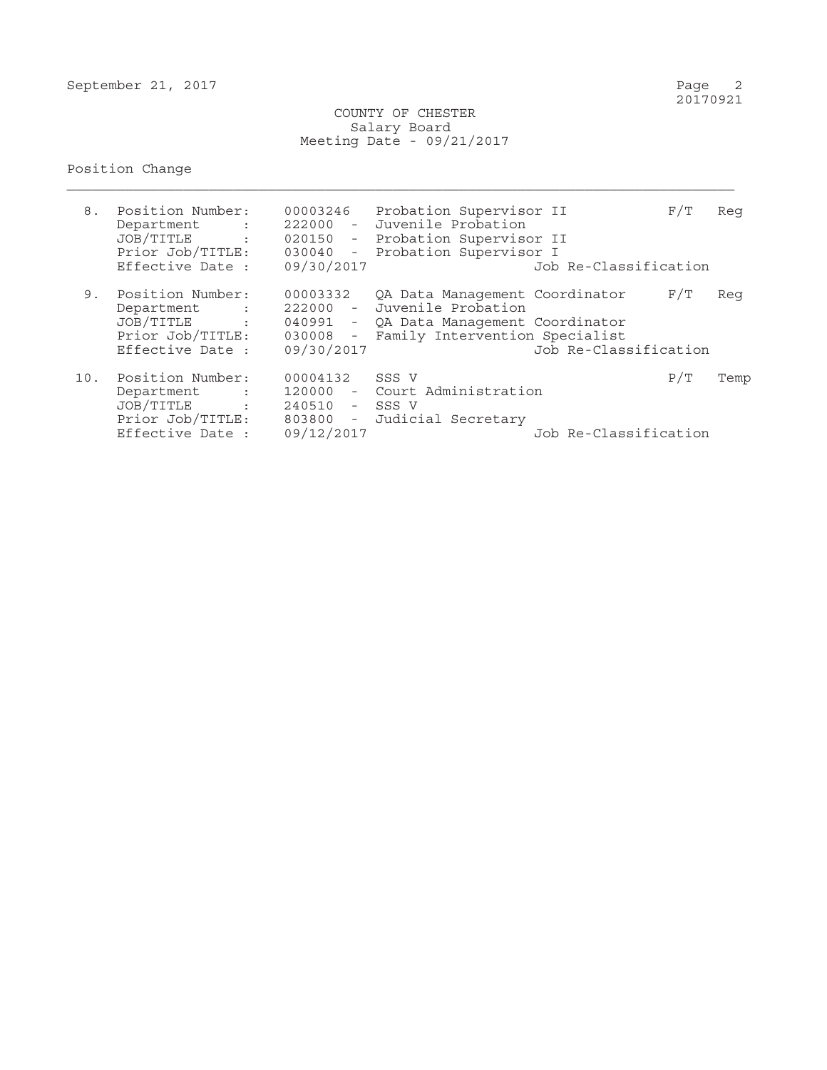COUNTY OF CHESTER
Salary Board
Meeting Date - 09/21/2017

## Position Change

8. Position Number: 00003246 Probation Supervisor II — F/T Reg
   - Department : 222000 - Juvenile Probation
   - JOB/TITLE : 020150 - Probation Supervisor II
   - Prior Job/TITLE: 030040 - Probation Supervisor I
   - Effective Date : 09/30/2017 — Job Re-Classification

9. Position Number: 00003332 QA Data Management Coordinator — F/T Reg
   - Department : 222000 - Juvenile Probation
   - JOB/TITLE : 040991 - QA Data Management Coordinator
   - Prior Job/TITLE: 030008 - Family Intervention Specialist
   - Effective Date : 09/30/2017 — Job Re-Classification

10. Position Number: 00004132 SSS V — P/T Temp
    - Department : 120000 - Court Administration
    - JOB/TITLE : 240510 - SSS V
    - Prior Job/TITLE: 803800 - Judicial Secretary
    - Effective Date : 09/12/2017 — Job Re-Classification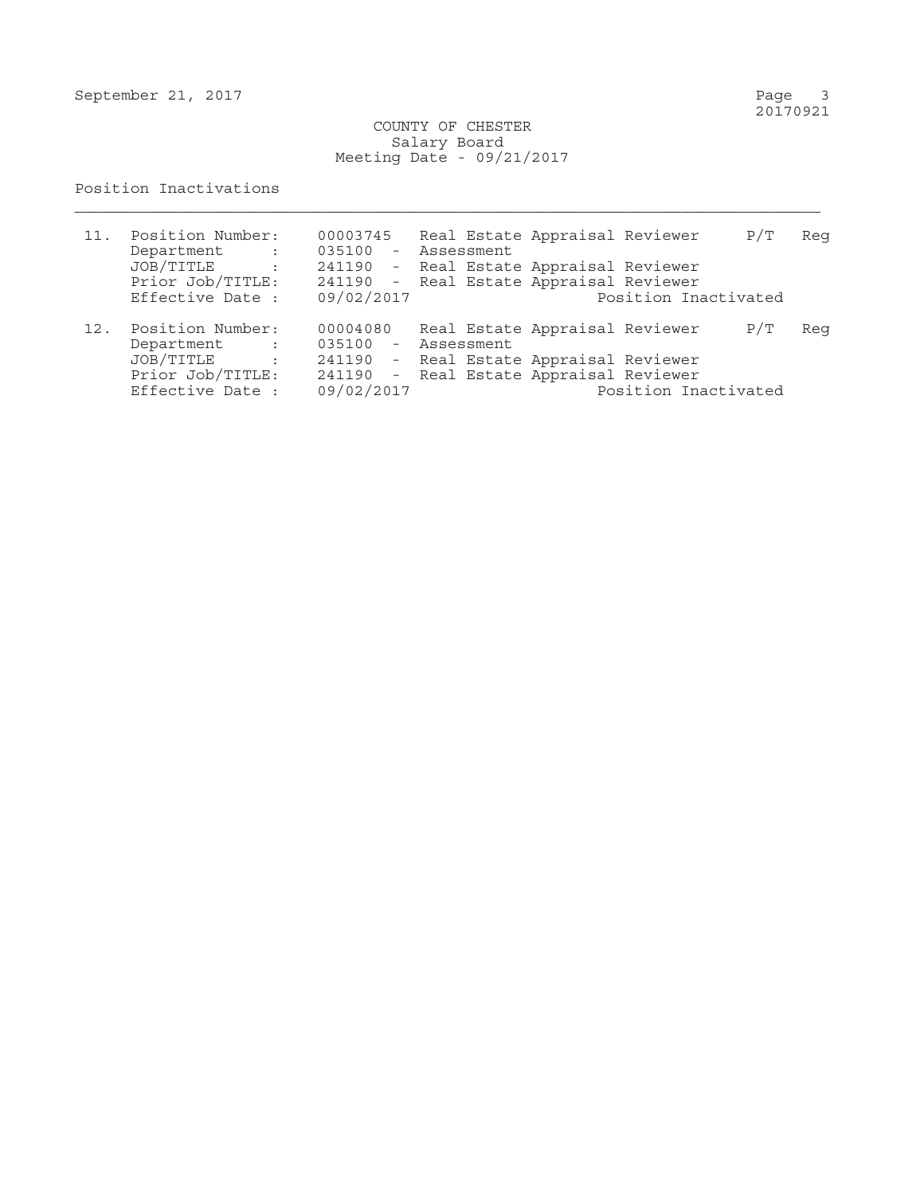COUNTY OF CHESTER
Salary Board
Meeting Date - 09/21/2017

Position Inactivations

---

11. Position Number: 00003745 Real Estate Appraisal Reviewer P/T Reg
    Department : 035100 - Assessment
    JOB/TITLE : 241190 - Real Estate Appraisal Reviewer
    Prior Job/TITLE: 241190 - Real Estate Appraisal Reviewer
    Effective Date : 09/02/2017 Position Inactivated

12. Position Number: 00004080 Real Estate Appraisal Reviewer P/T Reg
    Department : 035100 - Assessment
    JOB/TITLE : 241190 - Real Estate Appraisal Reviewer
    Prior Job/TITLE: 241190 - Real Estate Appraisal Reviewer
    Effective Date : 09/02/2017 Position Inactivated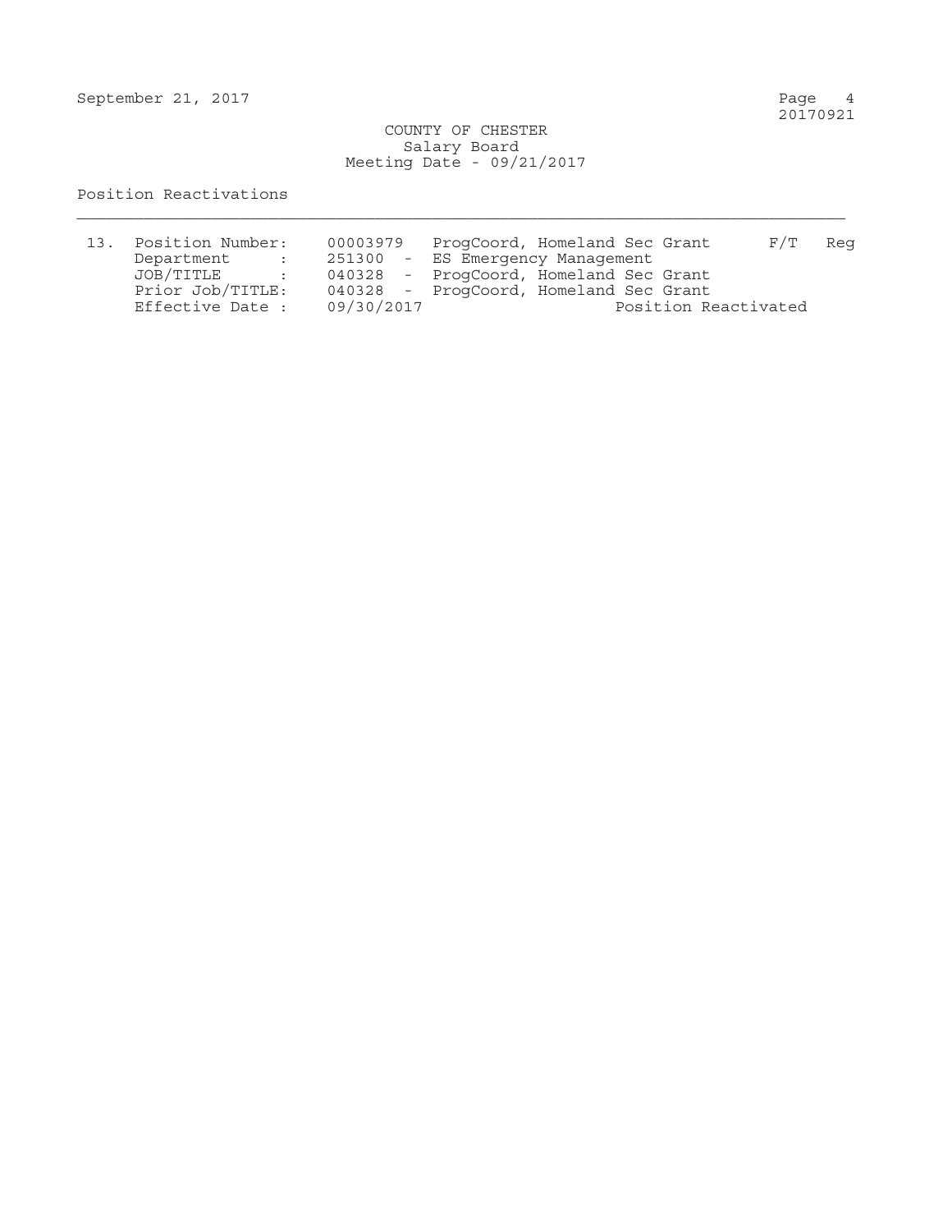COUNTY OF CHESTER
Salary Board
Meeting Date - 09/21/2017

Position Reactivations

13. Position Number: 00003979 ProgCoord, Homeland Sec Grant F/T Reg
    Department : 251300 - ES Emergency Management
    JOB/TITLE : 040328 - ProgCoord, Homeland Sec Grant
    Prior Job/TITLE: 040328 - ProgCoord, Homeland Sec Grant
    Effective Date : 09/30/2017 Position Reactivated